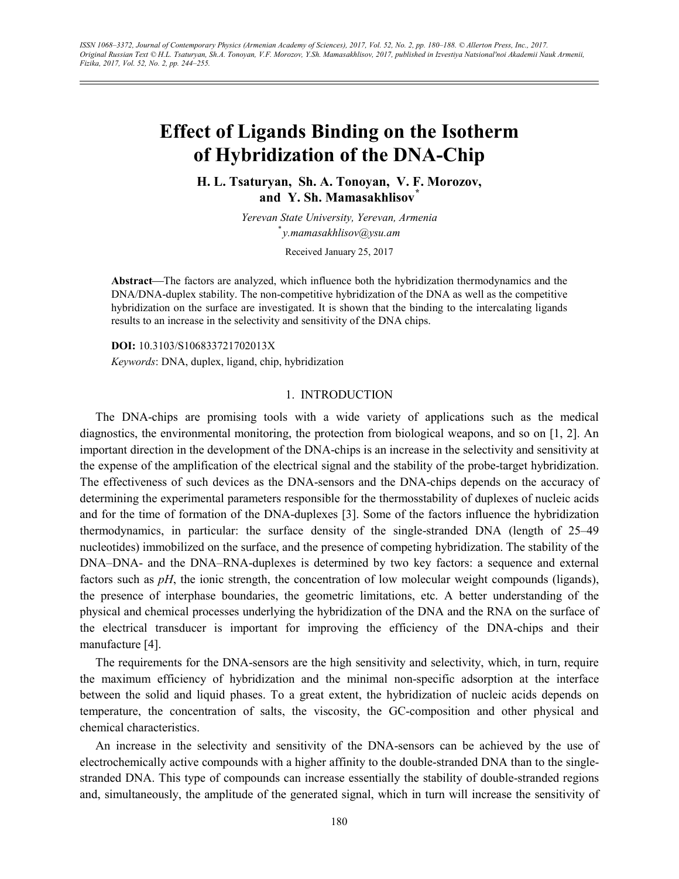# Effect of Ligands Binding on the Isotherm of Hybridization of the DNA-Chip

**H. L. Tsaturyan, Sh. A. Tonoyan, V. F. Morozov, and Y. Sh. Mamasakhlisov***

*Yerevan State University, Yerevan, Armenia*

**y.mamasakhlisov@ysu.am*

Received January 25, 2017

**Abstract**—The factors are analyzed, which influence both the hybridization thermodynamics and the DNA/DNA-duplex stability. The non-competitive hybridization of the DNA as well as the competitive hybridization on the surface are investigated. It is shown that the binding to the intercalating ligands results to an increase in the selectivity and sensitivity of the DNA chips.

**DOI:** 10.3103/S106833721702013X

*Keywords*: DNA, duplex, ligand, chip, hybridization

## 1. INTRODUCTION

The DNA-chips are promising tools with a wide variety of applications such as the medical diagnostics, the environmental monitoring, the protection from biological weapons, and so on [1, 2]. An important direction in the development of the DNA-chips is an increase in the selectivity and sensitivity at the expense of the amplification of the electrical signal and the stability of the probe-target hybridization. The effectiveness of such devices as the DNA-sensors and the DNA-chips depends on the accuracy of determining the experimental parameters responsible for the thermosstability of duplexes of nucleic acids and for the time of formation of the DNA-duplexes [3]. Some of the factors influence the hybridization thermodynamics, in particular: the surface density of the single-stranded DNA (length of 25–49 nucleotides) immobilized on the surface, and the presence of competing hybridization. The stability of the DNA–DNA- and the DNA–RNA-duplexes is determined by two key factors: a sequence and external factors such as *pH*, the ionic strength, the concentration of low molecular weight compounds (ligands), the presence of interphase boundaries, the geometric limitations, etc. A better understanding of the physical and chemical processes underlying the hybridization of the DNA and the RNA on the surface of the electrical transducer is important for improving the efficiency of the DNA-chips and their manufacture [4].

The requirements for the DNA-sensors are the high sensitivity and selectivity, which, in turn, require the maximum efficiency of hybridization and the minimal non-specific adsorption at the interface between the solid and liquid phases. To a great extent, the hybridization of nucleic acids depends on temperature, the concentration of salts, the viscosity, the GC-composition and other physical and chemical characteristics.

An increase in the selectivity and sensitivity of the DNA-sensors can be achieved by the use of electrochemically active compounds with a higher affinity to the double-stranded DNA than to the single-stranded DNA. This type of compounds can increase essentially the stability of double-stranded regions and, simultaneously, the amplitude of the generated signal, which in turn will increase the sensitivity of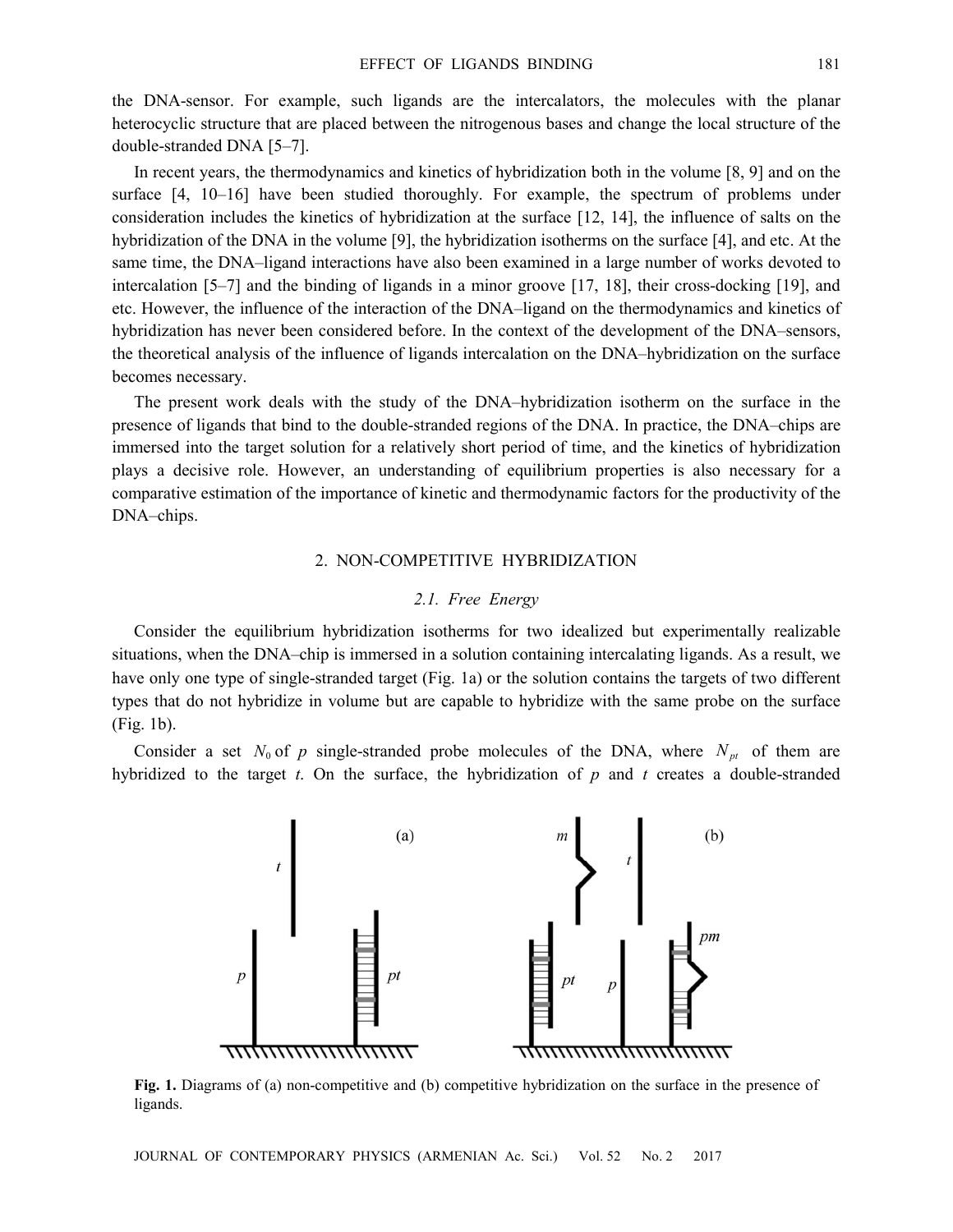the DNA-sensor. For example, such ligands are the intercalators, the molecules with the planar heterocyclic structure that are placed between the nitrogenous bases and change the local structure of the double-stranded DNA [5–7].

In recent years, the thermodynamics and kinetics of hybridization both in the volume [8, 9] and on the surface [4, 10–16] have been studied thoroughly. For example, the spectrum of problems under consideration includes the kinetics of hybridization at the surface [12, 14], the influence of salts on the hybridization of the DNA in the volume [9], the hybridization isotherms on the surface [4], and etc. At the same time, the DNA–ligand interactions have also been examined in a large number of works devoted to intercalation [5–7] and the binding of ligands in a minor groove [17, 18], their cross-docking [19], and etc. However, the influence of the interaction of the DNA–ligand on the thermodynamics and kinetics of hybridization has never been considered before. In the context of the development of the DNA–sensors, the theoretical analysis of the influence of ligands intercalation on the DNA–hybridization on the surface becomes necessary.

The present work deals with the study of the DNA–hybridization isotherm on the surface in the presence of ligands that bind to the double-stranded regions of the DNA. In practice, the DNA–chips are immersed into the target solution for a relatively short period of time, and the kinetics of hybridization plays a decisive role. However, an understanding of equilibrium properties is also necessary for a comparative estimation of the importance of kinetic and thermodynamic factors for the productivity of the DNA–chips.

## 2. NON-COMPETITIVE HYBRIDIZATION

### 2.1. Free Energy

Consider the equilibrium hybridization isotherms for two idealized but experimentally realizable situations, when the DNA–chip is immersed in a solution containing intercalating ligands. As a result, we have only one type of single-stranded target (Fig. 1a) or the solution contains the targets of two different types that do not hybridize in volume but are capable to hybridize with the same probe on the surface (Fig. 1b).

Consider a set $N_0$ of $p$ single-stranded probe molecules of the DNA, where $N_{pt}$ of them are hybridized to the target $t$. On the surface, the hybridization of $p$ and $t$ creates a double-stranded

**Fig. 1.** Diagrams of (a) non-competitive and (b) competitive hybridization on the surface in the presence of ligands.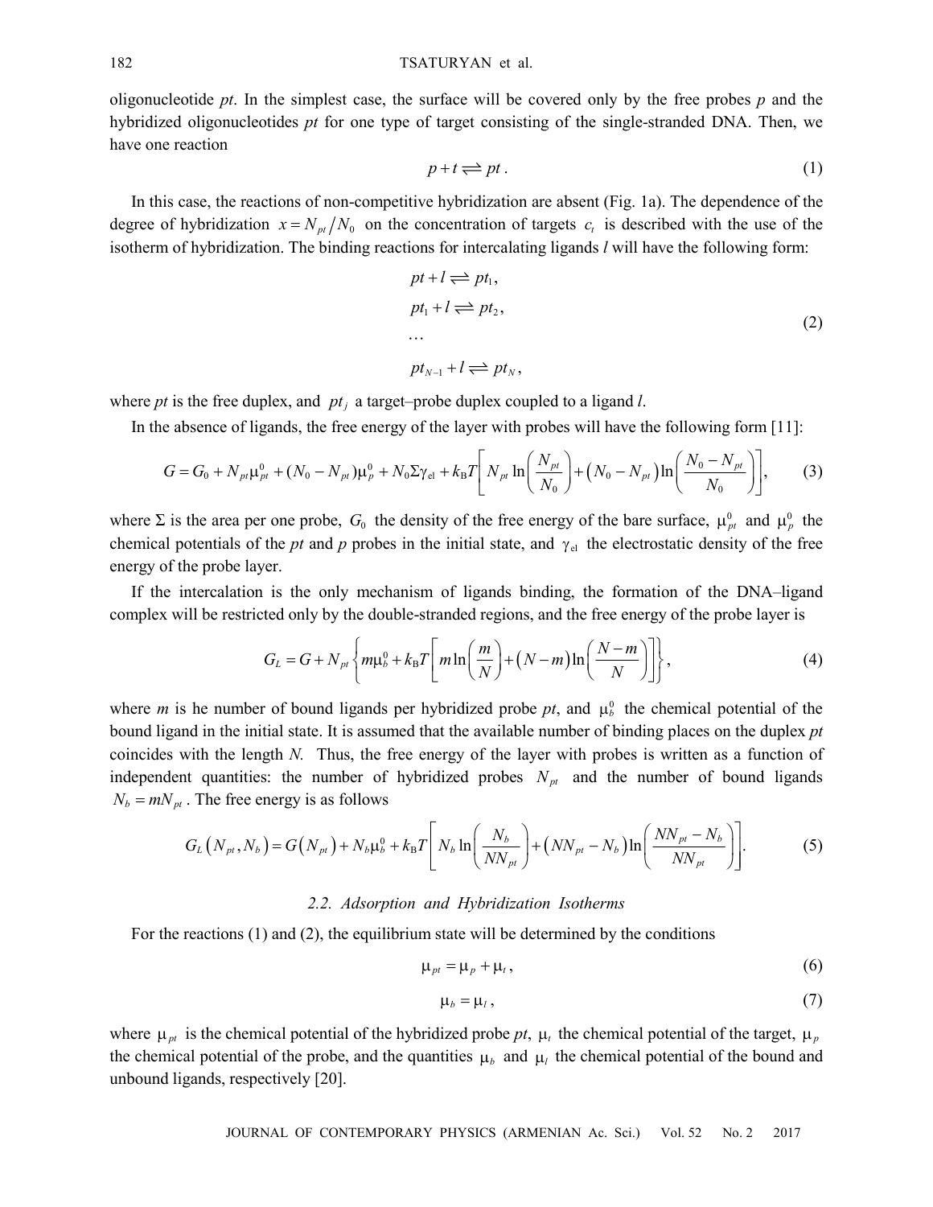oligonucleotide *pt*. In the simplest case, the surface will be covered only by the free probes *p* and the hybridized oligonucleotides *pt* for one type of target consisting of the single-stranded DNA. Then, we have one reaction

$$p + t \rightleftharpoons pt\,. \tag{1}$$

In this case, the reactions of non-competitive hybridization are absent (Fig. 1a). The dependence of the degree of hybridization $x = N_{pt}/N_0$ on the concentration of targets $c_t$ is described with the use of the isotherm of hybridization. The binding reactions for intercalating ligands *l* will have the following form:

$$\begin{aligned}
&pt + l \rightleftharpoons pt_1,\\
&pt_1 + l \rightleftharpoons pt_2,\\
&\ldots\\
&pt_{N-1} + l \rightleftharpoons pt_N,
\end{aligned} \tag{2}$$

where *pt* is the free duplex, and $pt_j$ a target–probe duplex coupled to a ligand *l*.

In the absence of ligands, the free energy of the layer with probes will have the following form [11]:

$$G = G_0 + N_{pt}\mu_{pt}^0 + (N_0 - N_{pt})\mu_p^0 + N_0\Sigma\gamma_{\rm el} + k_{\rm B}T\left[N_{pt}\ln\left(\frac{N_{pt}}{N_0}\right) + \left(N_0 - N_{pt}\right)\ln\left(\frac{N_0 - N_{pt}}{N_0}\right)\right], \tag{3}$$

where $\Sigma$ is the area per one probe, $G_0$ the density of the free energy of the bare surface, $\mu_{pt}^0$ and $\mu_p^0$ the chemical potentials of the *pt* and *p* probes in the initial state, and $\gamma_{\rm el}$ the electrostatic density of the free energy of the probe layer.

If the intercalation is the only mechanism of ligands binding, the formation of the DNA–ligand complex will be restricted only by the double-stranded regions, and the free energy of the probe layer is

$$G_L = G + N_{pt}\left\{m\mu_b^0 + k_{\rm B}T\left[m\ln\left(\frac{m}{N}\right) + \left(N - m\right)\ln\left(\frac{N - m}{N}\right)\right]\right\}, \tag{4}$$

where *m* is he number of bound ligands per hybridized probe *pt*, and $\mu_b^0$ the chemical potential of the bound ligand in the initial state. It is assumed that the available number of binding places on the duplex *pt* coincides with the length *N*. Thus, the free energy of the layer with probes is written as a function of independent quantities: the number of hybridized probes $N_{pt}$ and the number of bound ligands $N_b = mN_{pt}$. The free energy is as follows

$$G_L\left(N_{pt}, N_b\right) = G\left(N_{pt}\right) + N_b\mu_b^0 + k_{\rm B}T\left[N_b\ln\left(\frac{N_b}{NN_{pt}}\right) + \left(NN_{pt} - N_b\right)\ln\left(\frac{NN_{pt} - N_b}{NN_{pt}}\right)\right]. \tag{5}$$

### *2.2. Adsorption and Hybridization Isotherms*

For the reactions (1) and (2), the equilibrium state will be determined by the conditions

$$\mu_{pt} = \mu_p + \mu_t\,, \tag{6}$$

$$\mu_b = \mu_l\,, \tag{7}$$

where $\mu_{pt}$ is the chemical potential of the hybridized probe *pt*, $\mu_t$ the chemical potential of the target, $\mu_p$ the chemical potential of the probe, and the quantities $\mu_b$ and $\mu_l$ the chemical potential of the bound and unbound ligands, respectively [20].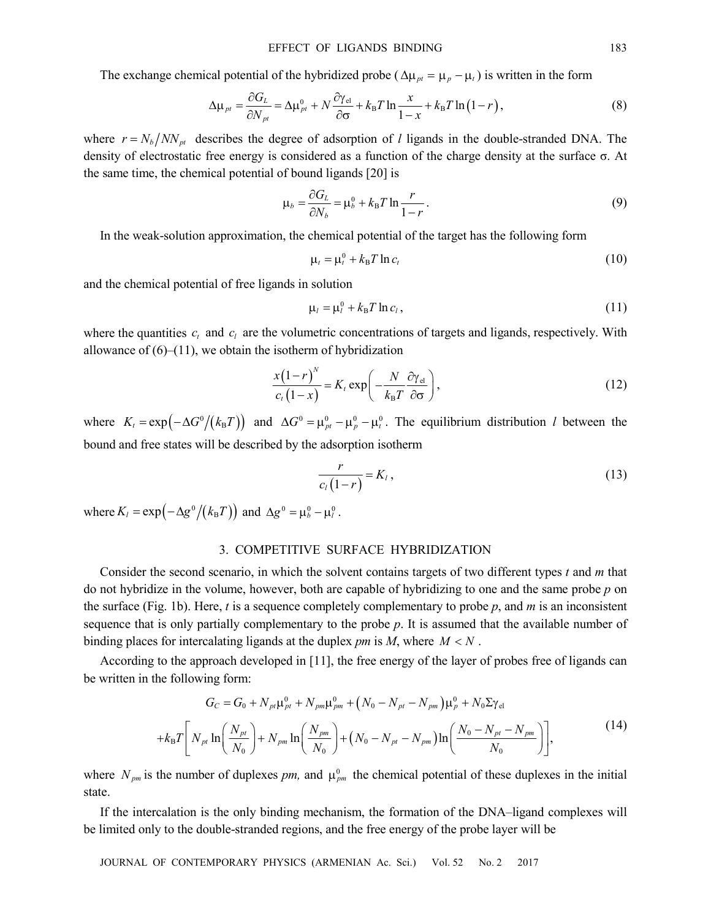The exchange chemical potential of the hybridized probe ($\Delta\mu_{pt} = \mu_p - \mu_t$) is written in the form

$$\Delta\mu_{pt} = \frac{\partial G_L}{\partial N_{pt}} = \Delta\mu_{pt}^0 + N\frac{\partial \gamma_{\text{el}}}{\partial \sigma} + k_\text{B}T\ln\frac{x}{1-x} + k_\text{B}T\ln(1-r), \tag{8}$$

where $r = N_b/NN_{pt}$ describes the degree of adsorption of $l$ ligands in the double-stranded DNA. The density of electrostatic free energy is considered as a function of the charge density at the surface σ. At the same time, the chemical potential of bound ligands [20] is

$$\mu_b = \frac{\partial G_L}{\partial N_b} = \mu_b^0 + k_\text{B}T\ln\frac{r}{1-r}. \tag{9}$$

In the weak-solution approximation, the chemical potential of the target has the following form

$$\mu_t = \mu_t^0 + k_\text{B}T\ln c_t \tag{10}$$

and the chemical potential of free ligands in solution

$$\mu_l = \mu_l^0 + k_\text{B}T\ln c_l, \tag{11}$$

where the quantities $c_t$ and $c_l$ are the volumetric concentrations of targets and ligands, respectively. With allowance of (6)–(11), we obtain the isotherm of hybridization

$$\frac{x(1-r)^N}{c_t(1-x)} = K_t\exp\left(-\frac{N}{k_\text{B}T}\frac{\partial\gamma_{\text{el}}}{\partial\sigma}\right), \tag{12}$$

where $K_t = \exp\left(-\Delta G^0/(k_\text{B}T)\right)$ and $\Delta G^0 = \mu_{pt}^0 - \mu_p^0 - \mu_t^0$. The equilibrium distribution $l$ between the bound and free states will be described by the adsorption isotherm

$$\frac{r}{c_l(1-r)} = K_l, \tag{13}$$

where $K_l = \exp\left(-\Delta g^0/(k_\text{B}T)\right)$ and $\Delta g^0 = \mu_b^0 - \mu_l^0$.

## 3. COMPETITIVE SURFACE HYBRIDIZATION

Consider the second scenario, in which the solvent contains targets of two different types $t$ and $m$ that do not hybridize in the volume, however, both are capable of hybridizing to one and the same probe $p$ on the surface (Fig. 1b). Here, $t$ is a sequence completely complementary to probe $p$, and $m$ is an inconsistent sequence that is only partially complementary to the probe $p$. It is assumed that the available number of binding places for intercalating ligands at the duplex $pm$ is $M$, where $M < N$.

According to the approach developed in [11], the free energy of the layer of probes free of ligands can be written in the following form:

$$\begin{gathered} G_C = G_0 + N_{pt}\mu_{pt}^0 + N_{pm}\mu_{pm}^0 + \left(N_0 - N_{pt} - N_{pm}\right)\mu_p^0 + N_0\Sigma\gamma_{\text{el}} \\ + k_\text{B}T\left[N_{pt}\ln\left(\frac{N_{pt}}{N_0}\right) + N_{pm}\ln\left(\frac{N_{pm}}{N_0}\right) + \left(N_0 - N_{pt} - N_{pm}\right)\ln\left(\frac{N_0 - N_{pt} - N_{pm}}{N_0}\right)\right], \end{gathered} \tag{14}$$

where $N_{pm}$ is the number of duplexes $pm$, and $\mu_{pm}^0$ the chemical potential of these duplexes in the initial state.

If the intercalation is the only binding mechanism, the formation of the DNA–ligand complexes will be limited only to the double-stranded regions, and the free energy of the probe layer will be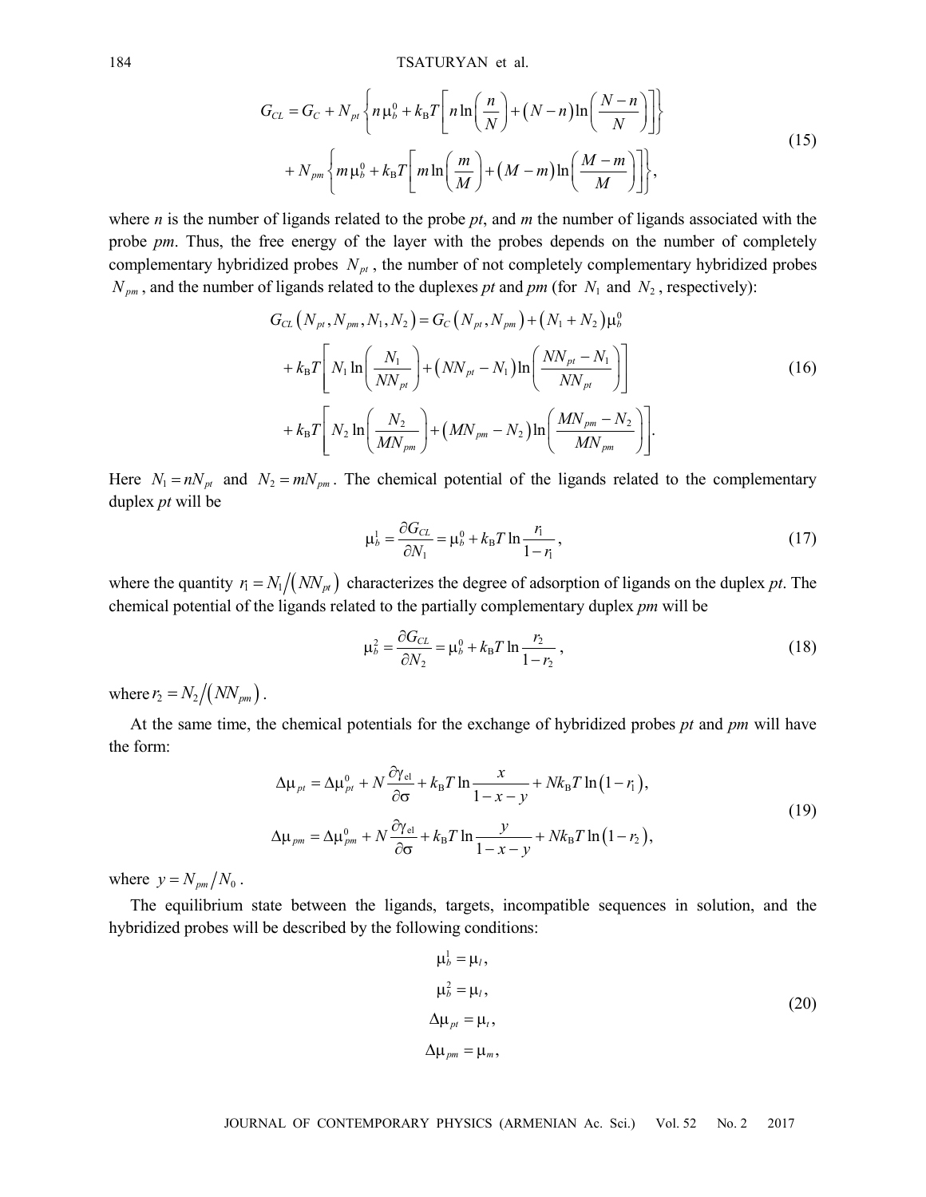$$G_{CL} = G_C + N_{pt}\left\{n\,\mu_b^0 + k_B T\left[n\ln\left(\frac{n}{N}\right) + (N-n)\ln\left(\frac{N-n}{N}\right)\right]\right\}$$
$$+ N_{pm}\left\{m\,\mu_b^0 + k_B T\left[m\ln\left(\frac{m}{M}\right) + (M-m)\ln\left(\frac{M-m}{M}\right)\right]\right\}, \tag{15}$$

where *n* is the number of ligands related to the probe *pt*, and *m* the number of ligands associated with the probe *pm*. Thus, the free energy of the layer with the probes depends on the number of completely complementary hybridized probes $N_{pt}$, the number of not completely complementary hybridized probes $N_{pm}$, and the number of ligands related to the duplexes *pt* and *pm* (for $N_1$ and $N_2$, respectively):

$$G_{CL}\left(N_{pt}, N_{pm}, N_1, N_2\right) = G_C\left(N_{pt}, N_{pm}\right) + \left(N_1 + N_2\right)\mu_b^0$$
$$+ k_B T\left[N_1\ln\left(\frac{N_1}{NN_{pt}}\right) + \left(NN_{pt} - N_1\right)\ln\left(\frac{NN_{pt} - N_1}{NN_{pt}}\right)\right] \tag{16}$$
$$+ k_B T\left[N_2\ln\left(\frac{N_2}{MN_{pm}}\right) + \left(MN_{pm} - N_2\right)\ln\left(\frac{MN_{pm} - N_2}{MN_{pm}}\right)\right].$$

Here $N_1 = nN_{pt}$ and $N_2 = mN_{pm}$. The chemical potential of the ligands related to the complementary duplex *pt* will be

$$\mu_b^1 = \frac{\partial G_{CL}}{\partial N_1} = \mu_b^0 + k_B T\ln\frac{r_1}{1-r_1}, \tag{17}$$

where the quantity $r_1 = N_1/\left(NN_{pt}\right)$ characterizes the degree of adsorption of ligands on the duplex *pt*. The chemical potential of the ligands related to the partially complementary duplex *pm* will be

$$\mu_b^2 = \frac{\partial G_{CL}}{\partial N_2} = \mu_b^0 + k_B T\ln\frac{r_2}{1-r_2}, \tag{18}$$

where $r_2 = N_2/\left(NN_{pm}\right)$.

At the same time, the chemical potentials for the exchange of hybridized probes *pt* and *pm* will have the form:

$$\Delta\mu_{pt} = \Delta\mu_{pt}^0 + N\frac{\partial\gamma_{el}}{\partial\sigma} + k_B T\ln\frac{x}{1-x-y} + Nk_B T\ln\left(1-r_1\right),$$
$$\Delta\mu_{pm} = \Delta\mu_{pm}^0 + N\frac{\partial\gamma_{el}}{\partial\sigma} + k_B T\ln\frac{y}{1-x-y} + Nk_B T\ln\left(1-r_2\right), \tag{19}$$

where $y = N_{pm}/N_0$.

The equilibrium state between the ligands, targets, incompatible sequences in solution, and the hybridized probes will be described by the following conditions:

$$\mu_b^1 = \mu_l,$$
$$\mu_b^2 = \mu_l,$$
$$\Delta\mu_{pt} = \mu_t,$$
$$\Delta\mu_{pm} = \mu_m, \tag{20}$$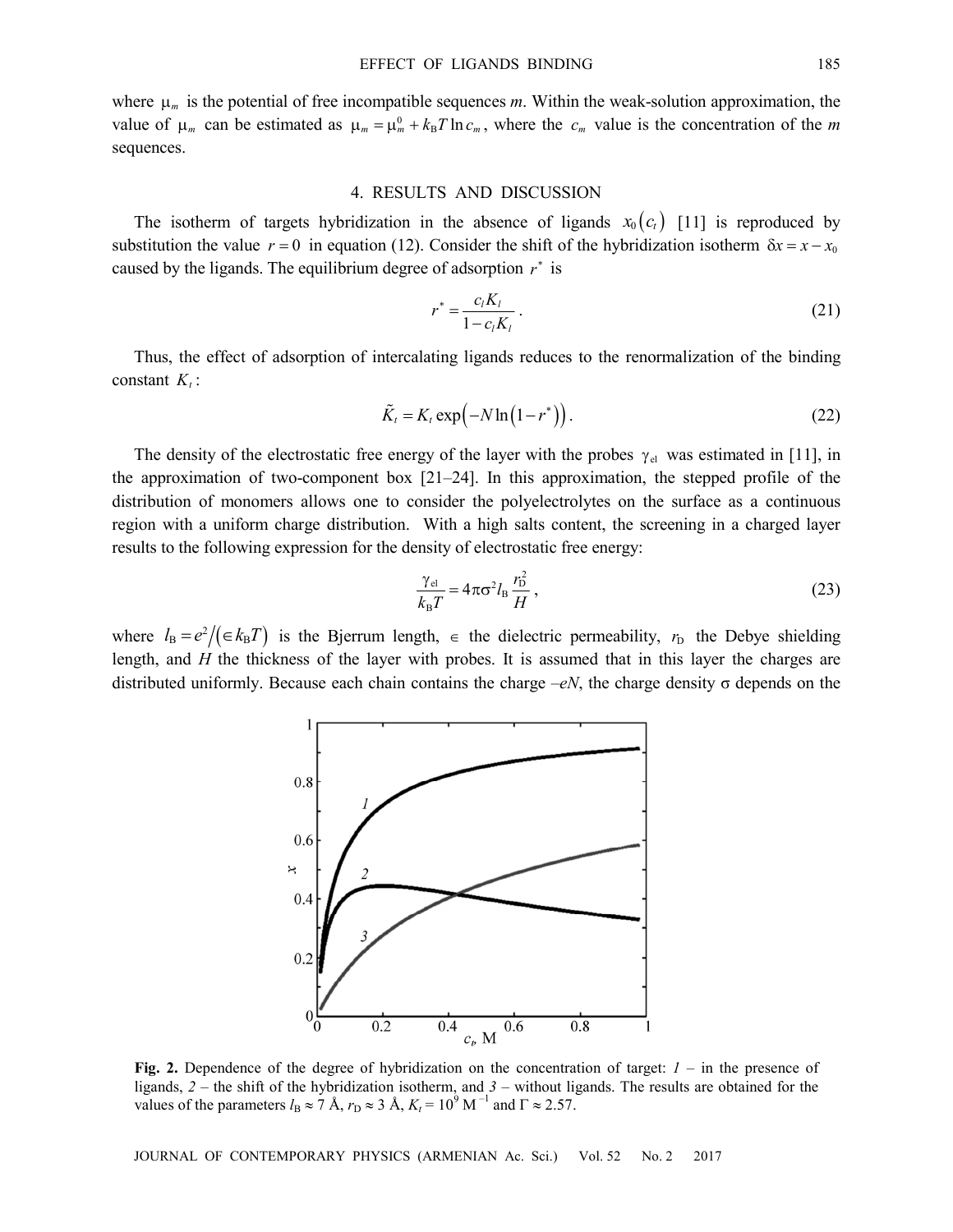where $\mu_m$ is the potential of free incompatible sequences $m$. Within the weak-solution approximation, the value of $\mu_m$ can be estimated as $\mu_m = \mu_m^0 + k_B T \ln c_m$, where the $c_m$ value is the concentration of the $m$ sequences.

## 4. RESULTS AND DISCUSSION

The isotherm of targets hybridization in the absence of ligands $x_0(c_t)$ [11] is reproduced by substitution the value $r = 0$ in equation (12). Consider the shift of the hybridization isotherm $\delta x = x - x_0$ caused by the ligands. The equilibrium degree of adsorption $r^*$ is

$$r^* = \frac{c_l K_l}{1 - c_l K_l}. \tag{21}$$

Thus, the effect of adsorption of intercalating ligands reduces to the renormalization of the binding constant $K_t$:

$$\tilde{K}_t = K_t \exp\left(-N \ln\left(1 - r^*\right)\right). \tag{22}$$

The density of the electrostatic free energy of the layer with the probes $\gamma_{el}$ was estimated in [11], in the approximation of two-component box [21–24]. In this approximation, the stepped profile of the distribution of monomers allows one to consider the polyelectrolytes on the surface as a continuous region with a uniform charge distribution. With a high salts content, the screening in a charged layer results to the following expression for the density of electrostatic free energy:

$$\frac{\gamma_{el}}{k_B T} = 4\pi\sigma^2 l_B \frac{r_D^2}{H}, \tag{23}$$

where $l_B = e^2/(\in k_B T)$ is the Bjerrum length, $\in$ the dielectric permeability, $r_D$ the Debye shielding length, and $H$ the thickness of the layer with probes. It is assumed that in this layer the charges are distributed uniformly. Because each chain contains the charge $-eN$, the charge density $\sigma$ depends on the

**Fig. 2.** Dependence of the degree of hybridization on the concentration of target: *1* – in the presence of ligands, *2* – the shift of the hybridization isotherm, and *3* – without ligands. The results are obtained for the values of the parameters $l_B \approx 7$ Å, $r_D \approx 3$ Å, $K_t = 10^9$ M$^{-1}$ and $\Gamma \approx 2.57$.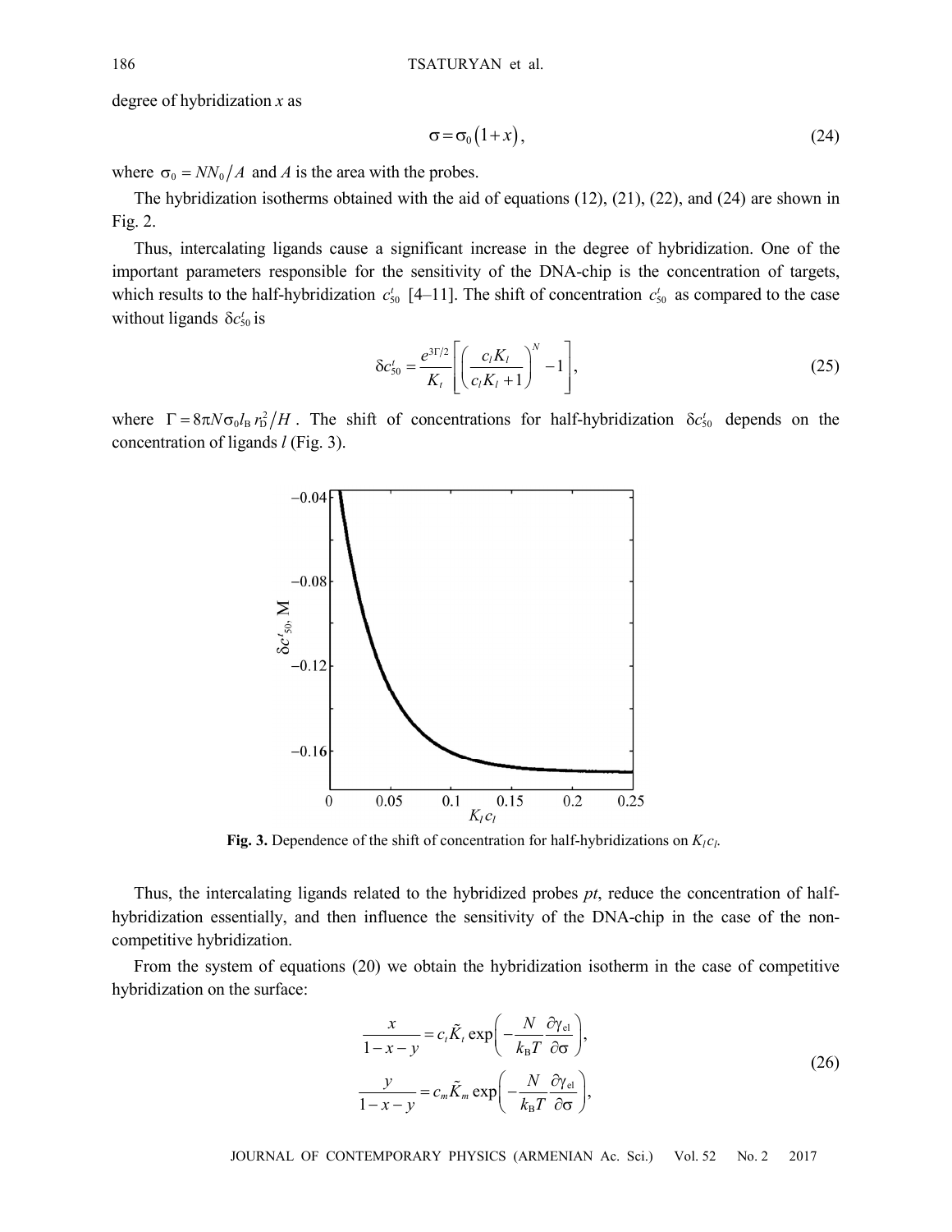degree of hybridization $x$ as

$$\sigma = \sigma_0 \left(1 + x\right), \tag{24}$$

where $\sigma_0 = NN_0/A$ and $A$ is the area with the probes.

The hybridization isotherms obtained with the aid of equations (12), (21), (22), and (24) are shown in Fig. 2.

Thus, intercalating ligands cause a significant increase in the degree of hybridization. One of the important parameters responsible for the sensitivity of the DNA-chip is the concentration of targets, which results to the half-hybridization $c_{50}^t$ [4–11]. The shift of concentration $c_{50}^t$ as compared to the case without ligands $\delta c_{50}^t$ is

$$\delta c_{50}^t = \frac{e^{3\Gamma/2}}{K_t}\left[\left(\frac{c_l K_l}{c_l K_l + 1}\right)^N - 1\right], \tag{25}$$

where $\Gamma = 8\pi N \sigma_0 l_B r_D^2 / H$. The shift of concentrations for half-hybridization $\delta c_{50}^t$ depends on the concentration of ligands $l$ (Fig. 3).

**Fig. 3.** Dependence of the shift of concentration for half-hybridizations on $K_l c_l$.

Thus, the intercalating ligands related to the hybridized probes $pt$, reduce the concentration of half-hybridization essentially, and then influence the sensitivity of the DNA-chip in the case of the non-competitive hybridization.

From the system of equations (20) we obtain the hybridization isotherm in the case of competitive hybridization on the surface:

$$\frac{x}{1-x-y} = c_t \tilde{K}_t \exp\left(-\frac{N}{k_B T}\frac{\partial \gamma_{el}}{\partial \sigma}\right),$$
$$\frac{y}{1-x-y} = c_m \tilde{K}_m \exp\left(-\frac{N}{k_B T}\frac{\partial \gamma_{el}}{\partial \sigma}\right), \tag{26}$$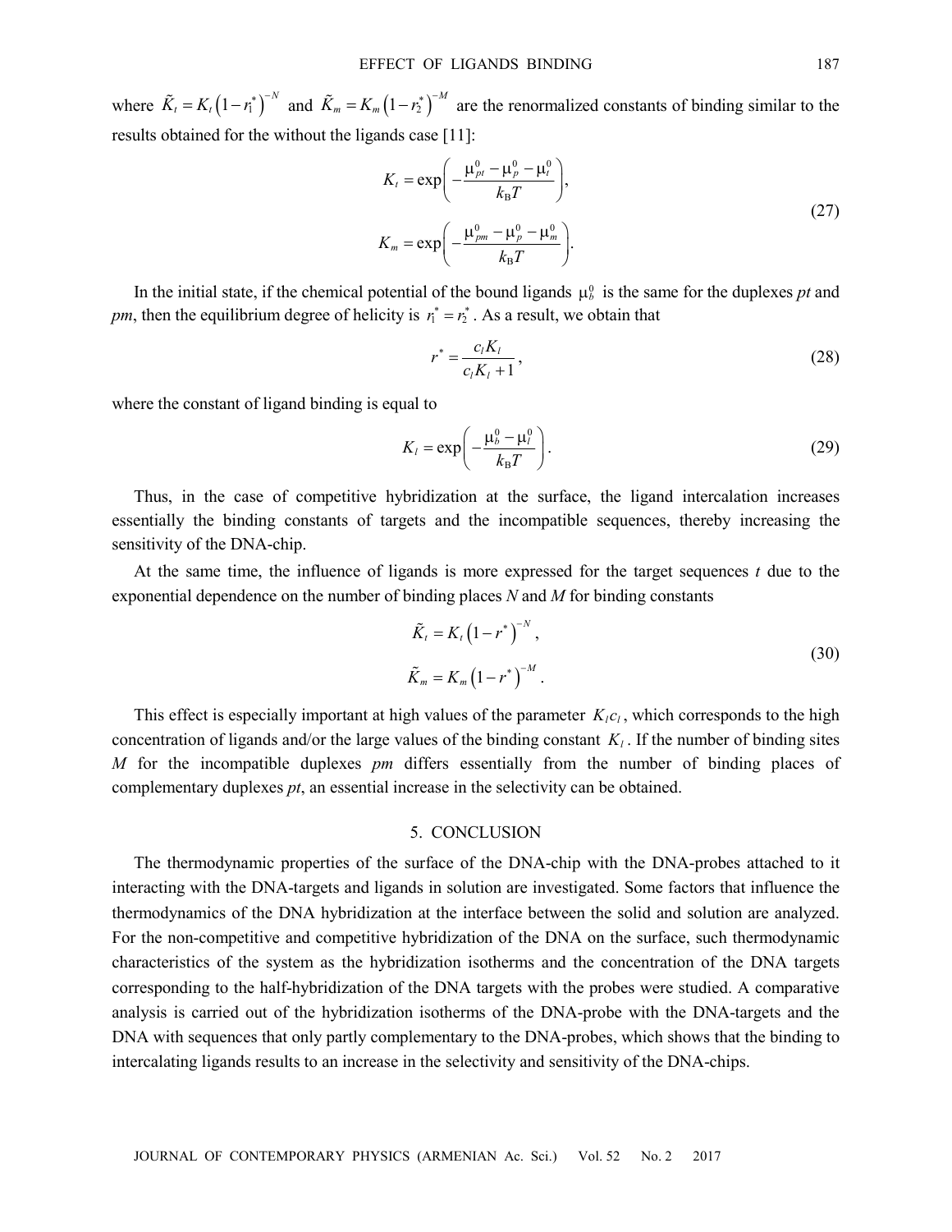where $\tilde{K}_t = K_t\left(1-r_1^*\right)^{-N}$ and $\tilde{K}_m = K_m\left(1-r_2^*\right)^{-M}$ are the renormalized constants of binding similar to the results obtained for the without the ligands case [11]:

$$
\begin{aligned}
K_t &= \exp\left(-\frac{\mu_{pt}^0 - \mu_p^0 - \mu_t^0}{k_\mathrm{B}T}\right), \\
K_m &= \exp\left(-\frac{\mu_{pm}^0 - \mu_p^0 - \mu_m^0}{k_\mathrm{B}T}\right).
\end{aligned}
\tag{27}
$$

In the initial state, if the chemical potential of the bound ligands $\mu_b^0$ is the same for the duplexes *pt* and *pm*, then the equilibrium degree of helicity is $r_1^* = r_2^*$. As a result, we obtain that

$$
r^* = \frac{c_l K_l}{c_l K_l + 1},
\tag{28}
$$

where the constant of ligand binding is equal to

$$
K_l = \exp\left(-\frac{\mu_b^0 - \mu_l^0}{k_\mathrm{B}T}\right).
\tag{29}
$$

Thus, in the case of competitive hybridization at the surface, the ligand intercalation increases essentially the binding constants of targets and the incompatible sequences, thereby increasing the sensitivity of the DNA-chip.

At the same time, the influence of ligands is more expressed for the target sequences *t* due to the exponential dependence on the number of binding places *N* and *M* for binding constants

$$
\begin{aligned}
\tilde{K}_t &= K_t\left(1-r^*\right)^{-N}, \\
\tilde{K}_m &= K_m\left(1-r^*\right)^{-M}.
\end{aligned}
\tag{30}
$$

This effect is especially important at high values of the parameter $K_l c_l$, which corresponds to the high concentration of ligands and/or the large values of the binding constant $K_l$. If the number of binding sites *M* for the incompatible duplexes *pm* differs essentially from the number of binding places of complementary duplexes *pt*, an essential increase in the selectivity can be obtained.

## 5. CONCLUSION

The thermodynamic properties of the surface of the DNA-chip with the DNA-probes attached to it interacting with the DNA-targets and ligands in solution are investigated. Some factors that influence the thermodynamics of the DNA hybridization at the interface between the solid and solution are analyzed. For the non-competitive and competitive hybridization of the DNA on the surface, such thermodynamic characteristics of the system as the hybridization isotherms and the concentration of the DNA targets corresponding to the half-hybridization of the DNA targets with the probes were studied. A comparative analysis is carried out of the hybridization isotherms of the DNA-probe with the DNA-targets and the DNA with sequences that only partly complementary to the DNA-probes, which shows that the binding to intercalating ligands results to an increase in the selectivity and sensitivity of the DNA-chips.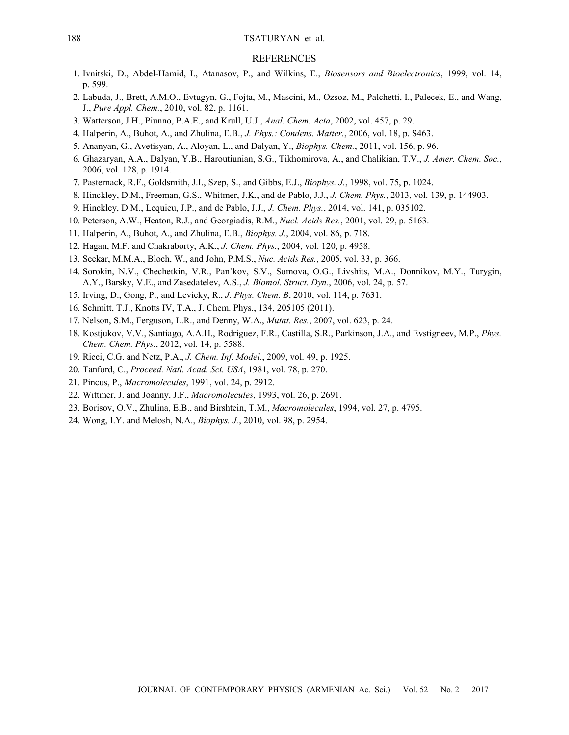## REFERENCES

1. Ivnitski, D., Abdel-Hamid, I., Atanasov, P., and Wilkins, E., *Biosensors and Bioelectronics*, 1999, vol. 14, p. 599.
2. Labuda, J., Brett, A.M.O., Evtugyn, G., Fojta, M., Mascini, M., Ozsoz, M., Palchetti, I., Palecek, E., and Wang, J., *Pure Appl. Chem.*, 2010, vol. 82, p. 1161.
3. Watterson, J.H., Piunno, P.A.E., and Krull, U.J., *Anal. Chem. Acta*, 2002, vol. 457, p. 29.
4. Halperin, A., Buhot, A., and Zhulina, E.B., *J. Phys.: Condens. Matter.*, 2006, vol. 18, p. S463.
5. Ananyan, G., Avetisyan, A., Aloyan, L., and Dalyan, Y., *Biophys. Chem.*, 2011, vol. 156, p. 96.
6. Ghazaryan, A.A., Dalyan, Y.B., Haroutiunian, S.G., Tikhomirova, A., and Chalikian, T.V., *J. Amer. Chem. Soc.*, 2006, vol. 128, p. 1914.
7. Pasternack, R.F., Goldsmith, J.I., Szep, S., and Gibbs, E.J., *Biophys. J.*, 1998, vol. 75, p. 1024.
8. Hinckley, D.M., Freeman, G.S., Whitmer, J.K., and de Pablo, J.J., *J. Chem. Phys.*, 2013, vol. 139, p. 144903.
9. Hinckley, D.M., Lequieu, J.P., and de Pablo, J.J., *J. Chem. Phys.*, 2014, vol. 141, p. 035102.
10. Peterson, A.W., Heaton, R.J., and Georgiadis, R.M., *Nucl. Acids Res.*, 2001, vol. 29, p. 5163.
11. Halperin, A., Buhot, A., and Zhulina, E.B., *Biophys. J.*, 2004, vol. 86, p. 718.
12. Hagan, M.F. and Chakraborty, A.K., *J. Chem. Phys.*, 2004, vol. 120, p. 4958.
13. Seckar, M.M.A., Bloch, W., and John, P.M.S., *Nuc. Acids Res.*, 2005, vol. 33, p. 366.
14. Sorokin, N.V., Chechetkin, V.R., Pan'kov, S.V., Somova, O.G., Livshits, M.A., Donnikov, M.Y., Turygin, A.Y., Barsky, V.E., and Zasedatelev, A.S., *J. Biomol. Struct. Dyn.*, 2006, vol. 24, p. 57.
15. Irving, D., Gong, P., and Levicky, R., *J. Phys. Chem. B*, 2010, vol. 114, p. 7631.
16. Schmitt, T.J., Knotts IV, T.A., J. Chem. Phys., 134, 205105 (2011).
17. Nelson, S.M., Ferguson, L.R., and Denny, W.A., *Mutat. Res.*, 2007, vol. 623, p. 24.
18. Kostjukov, V.V., Santiago, A.A.H., Rodriguez, F.R., Castilla, S.R., Parkinson, J.A., and Evstigneev, M.P., *Phys. Chem. Chem. Phys.*, 2012, vol. 14, p. 5588.
19. Ricci, C.G. and Netz, P.A., *J. Chem. Inf. Model.*, 2009, vol. 49, p. 1925.
20. Tanford, C., *Proceed. Natl. Acad. Sci. USA*, 1981, vol. 78, p. 270.
21. Pincus, P., *Macromolecules*, 1991, vol. 24, p. 2912.
22. Wittmer, J. and Joanny, J.F., *Macromolecules*, 1993, vol. 26, p. 2691.
23. Borisov, O.V., Zhulina, E.B., and Birshtein, T.M., *Macromolecules*, 1994, vol. 27, p. 4795.
24. Wong, I.Y. and Melosh, N.A., *Biophys. J.*, 2010, vol. 98, p. 2954.